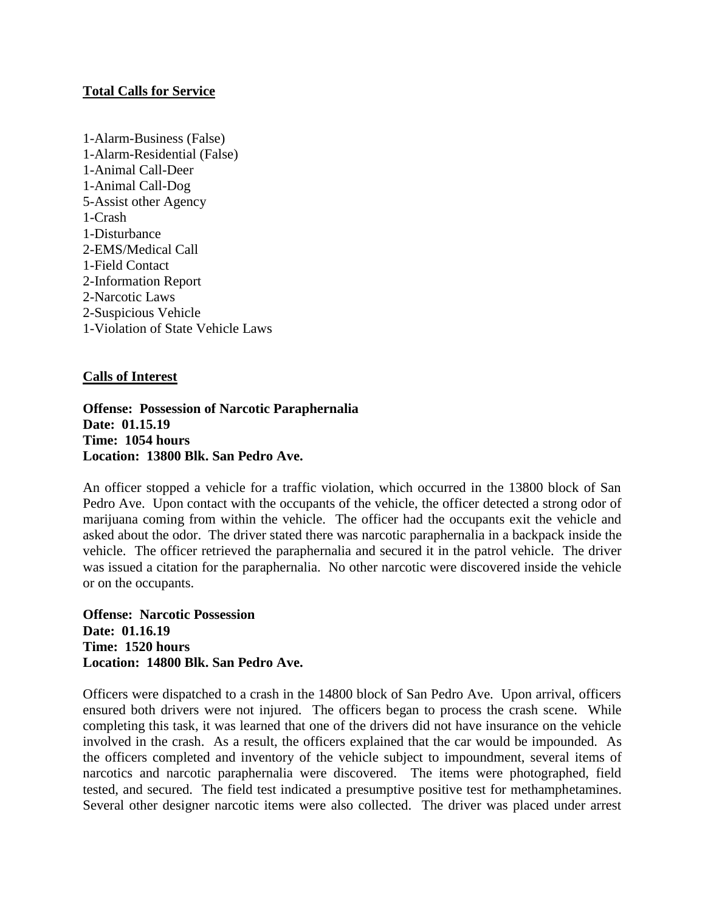**Total Calls for Service**

1-Alarm-Business (False)
1-Alarm-Residential (False)
1-Animal Call-Deer
1-Animal Call-Dog
5-Assist other Agency
1-Crash
1-Disturbance
2-EMS/Medical Call
1-Field Contact
2-Information Report
2-Narcotic Laws
2-Suspicious Vehicle
1-Violation of State Vehicle Laws

**Calls of Interest**

**Offense: Possession of Narcotic Paraphernalia**
**Date: 01.15.19**
**Time: 1054 hours**
**Location: 13800 Blk. San Pedro Ave.**

An officer stopped a vehicle for a traffic violation, which occurred in the 13800 block of San Pedro Ave. Upon contact with the occupants of the vehicle, the officer detected a strong odor of marijuana coming from within the vehicle. The officer had the occupants exit the vehicle and asked about the odor. The driver stated there was narcotic paraphernalia in a backpack inside the vehicle. The officer retrieved the paraphernalia and secured it in the patrol vehicle. The driver was issued a citation for the paraphernalia. No other narcotic were discovered inside the vehicle or on the occupants.

**Offense: Narcotic Possession**
**Date: 01.16.19**
**Time: 1520 hours**
**Location: 14800 Blk. San Pedro Ave.**

Officers were dispatched to a crash in the 14800 block of San Pedro Ave. Upon arrival, officers ensured both drivers were not injured. The officers began to process the crash scene. While completing this task, it was learned that one of the drivers did not have insurance on the vehicle involved in the crash. As a result, the officers explained that the car would be impounded. As the officers completed and inventory of the vehicle subject to impoundment, several items of narcotics and narcotic paraphernalia were discovered. The items were photographed, field tested, and secured. The field test indicated a presumptive positive test for methamphetamines. Several other designer narcotic items were also collected. The driver was placed under arrest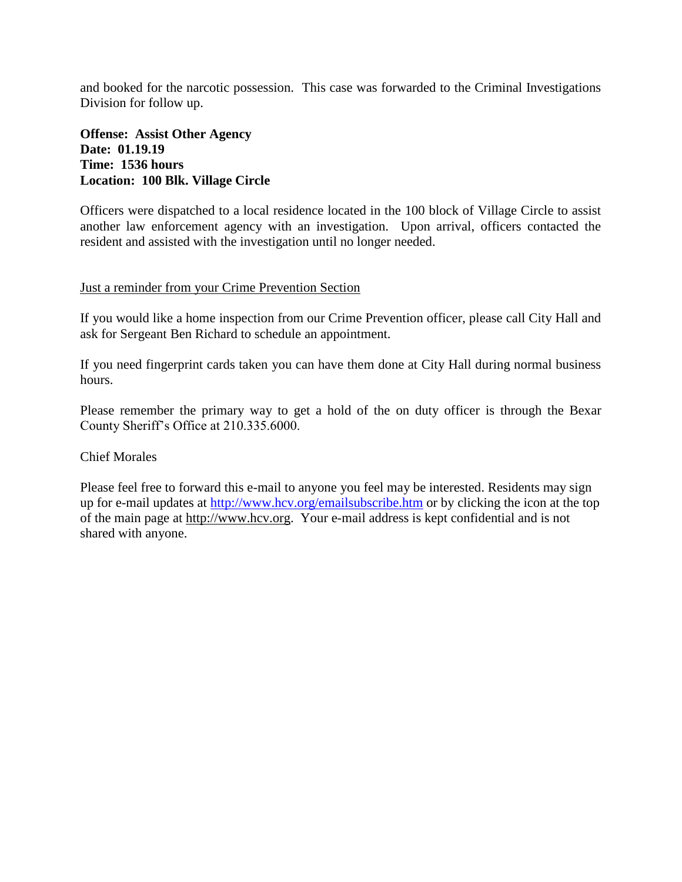and booked for the narcotic possession. This case was forwarded to the Criminal Investigations Division for follow up.

**Offense: Assist Other Agency**
**Date: 01.19.19**
**Time: 1536 hours**
**Location: 100 Blk. Village Circle**

Officers were dispatched to a local residence located in the 100 block of Village Circle to assist another law enforcement agency with an investigation. Upon arrival, officers contacted the resident and assisted with the investigation until no longer needed.

<u>Just a reminder from your Crime Prevention Section</u>

If you would like a home inspection from our Crime Prevention officer, please call City Hall and ask for Sergeant Ben Richard to schedule an appointment.

If you need fingerprint cards taken you can have them done at City Hall during normal business hours.

Please remember the primary way to get a hold of the on duty officer is through the Bexar County Sheriff's Office at 210.335.6000.

Chief Morales

Please feel free to forward this e-mail to anyone you feel may be interested. Residents may sign up for e-mail updates at http://www.hcv.org/emailsubscribe.htm or by clicking the icon at the top of the main page at http://www.hcv.org. Your e-mail address is kept confidential and is not shared with anyone.